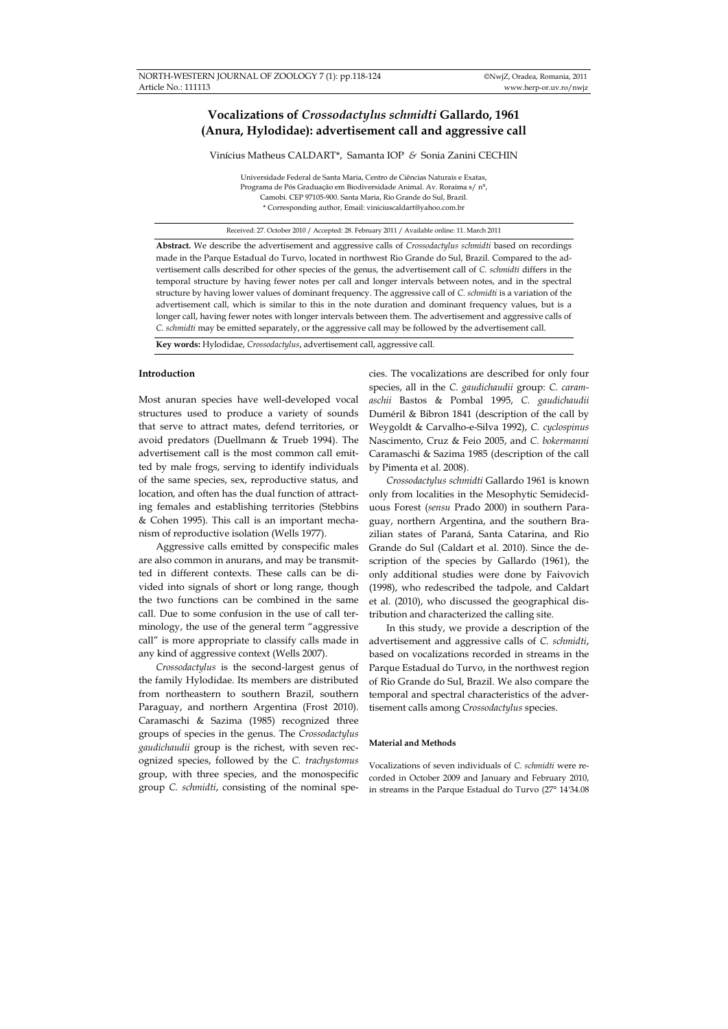# Vocalizations of *Crossodactylus schmidti* Gallardo, 1961 (Anura, Hylodidae): advertisement call and aggressive call

Vinícius Matheus CALDART\*, Samanta IOP & Sonia Zanini CECHIN

Universidade Federal de Santa Maria, Centro de Ciências Naturais e Exatas, Programa de Pós Graduação em Biodiversidade Animal. Av. Roraima s/ nº, Camobi. CEP 97105-900. Santa Maria, Rio Grande do Sul, Brazil.
\* Corresponding author, Email: viniciuscaldart@yahoo.com.br

Received: 27. October 2010 / Accepted: 28. February 2011 / Available online: 11. March 2011

**Abstract.** We describe the advertisement and aggressive calls of *Crossodactylus schmidti* based on recordings made in the Parque Estadual do Turvo, located in northwest Rio Grande do Sul, Brazil. Compared to the advertisement calls described for other species of the genus, the advertisement call of *C. schmidti* differs in the temporal structure by having fewer notes per call and longer intervals between notes, and in the spectral structure by having lower values of dominant frequency. The aggressive call of *C. schmidti* is a variation of the advertisement call, which is similar to this in the note duration and dominant frequency values, but is a longer call, having fewer notes with longer intervals between them. The advertisement and aggressive calls of *C. schmidti* may be emitted separately, or the aggressive call may be followed by the advertisement call.

**Key words:** Hylodidae, *Crossodactylus*, advertisement call, aggressive call.

## Introduction

Most anuran species have well-developed vocal structures used to produce a variety of sounds that serve to attract mates, defend territories, or avoid predators (Duellmann & Trueb 1994). The advertisement call is the most common call emitted by male frogs, serving to identify individuals of the same species, sex, reproductive status, and location, and often has the dual function of attracting females and establishing territories (Stebbins & Cohen 1995). This call is an important mechanism of reproductive isolation (Wells 1977).

Aggressive calls emitted by conspecific males are also common in anurans, and may be transmitted in different contexts. These calls can be divided into signals of short or long range, though the two functions can be combined in the same call. Due to some confusion in the use of call terminology, the use of the general term "aggressive call" is more appropriate to classify calls made in any kind of aggressive context (Wells 2007).

*Crossodactylus* is the second-largest genus of the family Hylodidae. Its members are distributed from northeastern to southern Brazil, southern Paraguay, and northern Argentina (Frost 2010). Caramaschi & Sazima (1985) recognized three groups of species in the genus. The *Crossodactylus gaudichaudii* group is the richest, with seven recognized species, followed by the *C. trachystomus* group, with three species, and the monospecific group *C. schmidti*, consisting of the nominal species. The vocalizations are described for only four species, all in the *C. gaudichaudii* group: *C. caramaschii* Bastos & Pombal 1995, *C. gaudichaudii* Duméril & Bibron 1841 (description of the call by Weygoldt & Carvalho-e-Silva 1992), *C. cyclospinus* Nascimento, Cruz & Feio 2005, and *C. bokermanni* Caramaschi & Sazima 1985 (description of the call by Pimenta et al. 2008).

*Crossodactylus schmidti* Gallardo 1961 is known only from localities in the Mesophytic Semideciduous Forest (*sensu* Prado 2000) in southern Paraguay, northern Argentina, and the southern Brazilian states of Paraná, Santa Catarina, and Rio Grande do Sul (Caldart et al. 2010). Since the description of the species by Gallardo (1961), the only additional studies were done by Faivovich (1998), who redescribed the tadpole, and Caldart et al. (2010), who discussed the geographical distribution and characterized the calling site.

In this study, we provide a description of the advertisement and aggressive calls of *C. schmidti*, based on vocalizations recorded in streams in the Parque Estadual do Turvo, in the northwest region of Rio Grande do Sul, Brazil. We also compare the temporal and spectral characteristics of the advertisement calls among *Crossodactylus* species.

## Material and Methods

Vocalizations of seven individuals of *C. schmidti* were recorded in October 2009 and January and February 2010, in streams in the Parque Estadual do Turvo (27° 14'34.08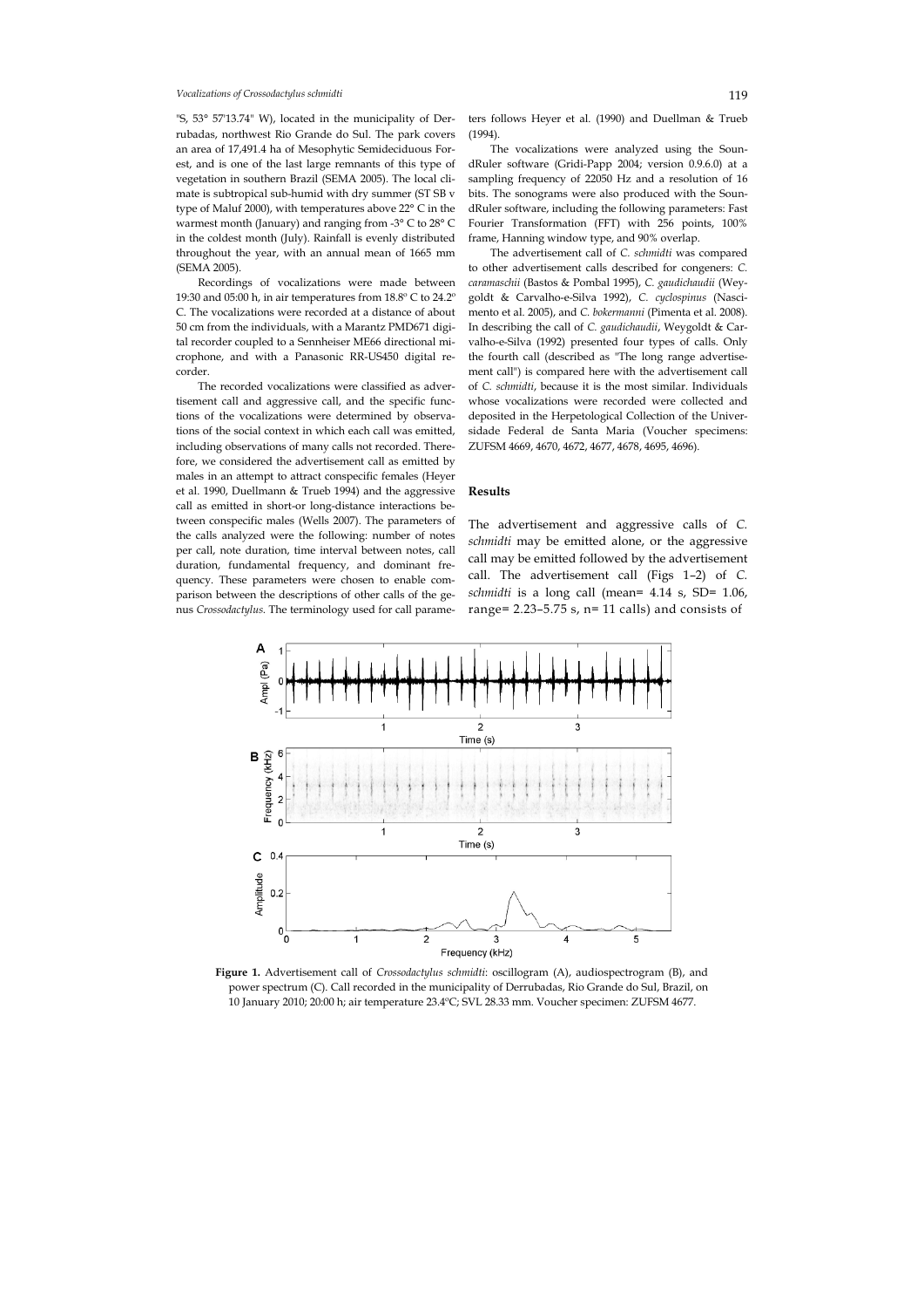"S, 53° 57'13.74" W), located in the municipality of Derrubadas, northwest Rio Grande do Sul. The park covers an area of 17,491.4 ha of Mesophytic Semideciduous Forest, and is one of the last large remnants of this type of vegetation in southern Brazil (SEMA 2005). The local climate is subtropical sub-humid with dry summer (ST SB v type of Maluf 2000), with temperatures above 22° C in the warmest month (January) and ranging from -3° C to 28° C in the coldest month (July). Rainfall is evenly distributed throughout the year, with an annual mean of 1665 mm (SEMA 2005).

Recordings of vocalizations were made between 19:30 and 05:00 h, in air temperatures from 18.8º C to 24.2º C. The vocalizations were recorded at a distance of about 50 cm from the individuals, with a Marantz PMD671 digital recorder coupled to a Sennheiser ME66 directional microphone, and with a Panasonic RR-US450 digital recorder.

The recorded vocalizations were classified as advertisement call and aggressive call, and the specific functions of the vocalizations were determined by observations of the social context in which each call was emitted, including observations of many calls not recorded. Therefore, we considered the advertisement call as emitted by males in an attempt to attract conspecific females (Heyer et al. 1990, Duellmann & Trueb 1994) and the aggressive call as emitted in short-or long-distance interactions between conspecific males (Wells 2007). The parameters of the calls analyzed were the following: number of notes per call, note duration, time interval between notes, call duration, fundamental frequency, and dominant frequency. These parameters were chosen to enable comparison between the descriptions of other calls of the genus *Crossodactylus.* The terminology used for call parameters follows Heyer et al. (1990) and Duellman & Trueb (1994).

The vocalizations were analyzed using the SoundRuler software (Gridi-Papp 2004; version 0.9.6.0) at a sampling frequency of 22050 Hz and a resolution of 16 bits. The sonograms were also produced with the SoundRuler software, including the following parameters: Fast Fourier Transformation (FFT) with 256 points, 100% frame, Hanning window type, and 90% overlap.

The advertisement call of *C. schmidti* was compared to other advertisement calls described for congeners: *C. caramaschii* (Bastos & Pombal 1995), *C. gaudichaudii* (Weygoldt & Carvalho-e-Silva 1992), *C. cyclospinus* (Nascimento et al. 2005), and *C. bokermanni* (Pimenta et al. 2008). In describing the call of *C. gaudichaudii*, Weygoldt & Carvalho-e-Silva (1992) presented four types of calls. Only the fourth call (described as "The long range advertisement call") is compared here with the advertisement call of *C. schmidti*, because it is the most similar. Individuals whose vocalizations were recorded were collected and deposited in the Herpetological Collection of the Universidade Federal de Santa Maria (Voucher specimens: ZUFSM 4669, 4670, 4672, 4677, 4678, 4695, 4696).

## Results

The advertisement and aggressive calls of *C. schmidti* may be emitted alone, or the aggressive call may be emitted followed by the advertisement call. The advertisement call (Figs 1–2) of *C. schmidti* is a long call (mean= 4.14 s, SD= 1.06, range= 2.23–5.75 s, n= 11 calls) and consists of

**Figure 1.** Advertisement call of *Crossodactylus schmidti*: oscillogram (A), audiospectrogram (B), and power spectrum (C). Call recorded in the municipality of Derrubadas, Rio Grande do Sul, Brazil, on 10 January 2010; 20:00 h; air temperature 23.4ºC; SVL 28.33 mm. Voucher specimen: ZUFSM 4677.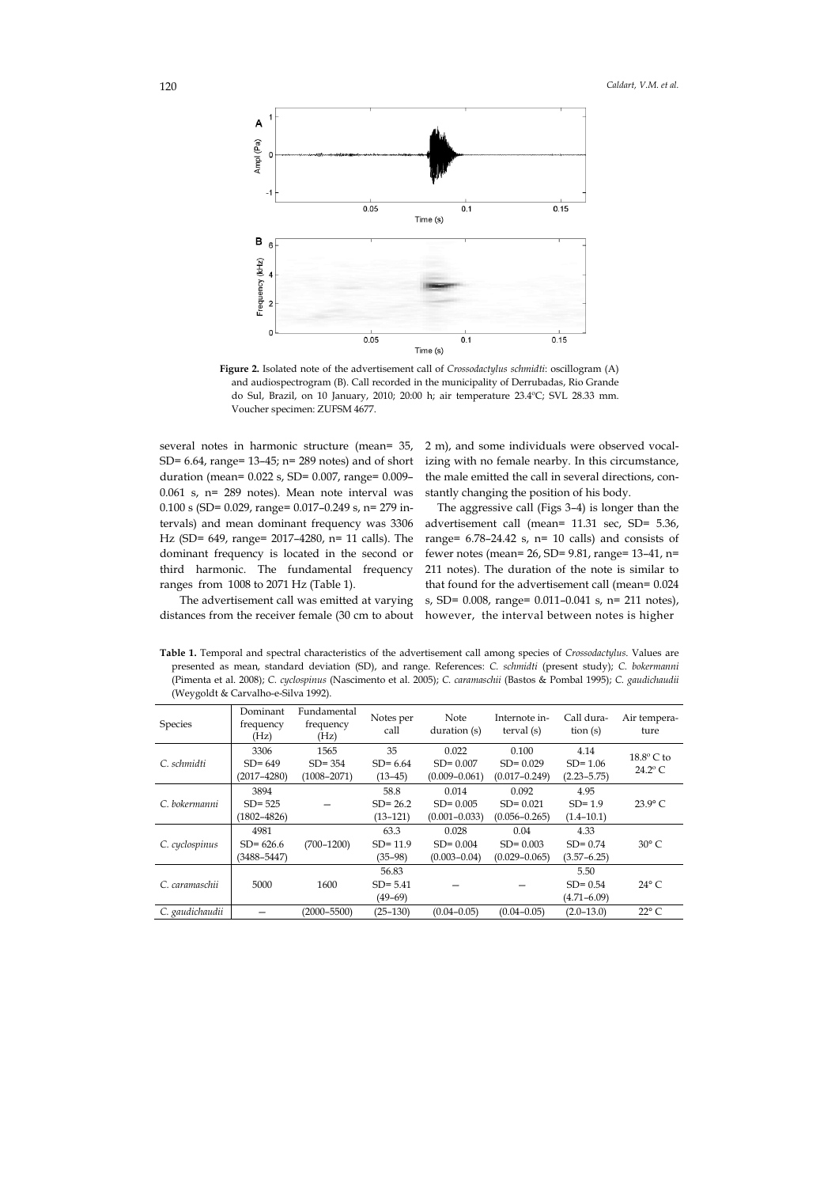**Figure 2.** Isolated note of the advertisement call of *Crossodactylus schmidti*: oscillogram (A) and audiospectrogram (B). Call recorded in the municipality of Derrubadas, Rio Grande do Sul, Brazil, on 10 January, 2010; 20:00 h; air temperature 23.4ºC; SVL 28.33 mm. Voucher specimen: ZUFSM 4677.

several notes in harmonic structure (mean= 35, SD= 6.64, range= 13–45; n= 289 notes) and of short duration (mean= 0.022 s, SD= 0.007, range= 0.009–0.061 s, n= 289 notes). Mean note interval was 0.100 s (SD= 0.029, range= 0.017–0.249 s, n= 279 intervals) and mean dominant frequency was 3306 Hz (SD= 649, range= 2017–4280, n= 11 calls). The dominant frequency is located in the second or third harmonic. The fundamental frequency ranges from 1008 to 2071 Hz (Table 1).

The advertisement call was emitted at varying distances from the receiver female (30 cm to about 2 m), and some individuals were observed vocalizing with no female nearby. In this circumstance, the male emitted the call in several directions, constantly changing the position of his body.

The aggressive call (Figs 3–4) is longer than the advertisement call (mean= 11.31 sec, SD= 5.36, range= 6.78–24.42 s, n= 10 calls) and consists of fewer notes (mean= 26, SD= 9.81, range= 13–41, n= 211 notes). The duration of the note is similar to that found for the advertisement call (mean= 0.024 s, SD= 0.008, range= 0.011–0.041 s, n= 211 notes), however, the interval between notes is higher

**Table 1.** Temporal and spectral characteristics of the advertisement call among species of *Crossodactylus*. Values are presented as mean, standard deviation (SD), and range. References: *C. schmidti* (present study); *C. bokermanni* (Pimenta et al. 2008); *C. cyclospinus* (Nascimento et al. 2005); *C. caramaschii* (Bastos & Pombal 1995); *C. gaudichaudii* (Weygoldt & Carvalho-e-Silva 1992).

| Species | Dominant frequency (Hz) | Fundamental frequency (Hz) | Notes per call | Note duration (s) | Internote interval (s) | Call duration (s) | Air temperature |
|---|---|---|---|---|---|---|---|
| *C. schmidti* | 3306<br>SD= 649<br>(2017–4280) | 1565<br>SD= 354<br>(1008–2071) | 35<br>SD= 6.64<br>(13–45) | 0.022<br>SD= 0.007<br>(0.009–0.061) | 0.100<br>SD= 0.029<br>(0.017–0.249) | 4.14<br>SD= 1.06<br>(2.23–5.75) | 18.8º C to 24.2º C |
| *C. bokermanni* | 3894<br>SD= 525<br>(1802–4826) | — | 58.8<br>SD= 26.2<br>(13–121) | 0.014<br>SD= 0.005<br>(0.001–0.033) | 0.092<br>SD= 0.021<br>(0.056–0.265) | 4.95<br>SD= 1.9<br>(1.4–10.1) | 23.9° C |
| *C. cyclospinus* | 4981<br>SD= 626.6<br>(3488–5447) | (700–1200) | 63.3<br>SD= 11.9<br>(35–98) | 0.028<br>SD= 0.004<br>(0.003–0.04) | 0.04<br>SD= 0.003<br>(0.029–0.065) | 4.33<br>SD= 0.74<br>(3.57–6.25) | 30° C |
| *C. caramaschii* | 5000 | 1600 | 56.83<br>SD= 5.41<br>(49–69) | — | — | 5.50<br>SD= 0.54<br>(4.71–6.09) | 24° C |
| *C. gaudichaudii* | — | (2000–5500) | (25–130) | (0.04–0.05) | (0.04–0.05) | (2.0–13.0) | 22° C |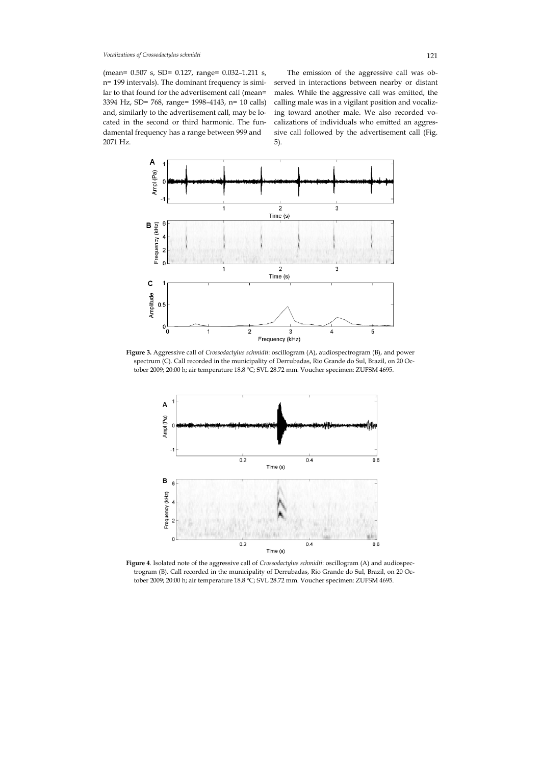(mean= 0.507 s, SD= 0.127, range= 0.032–1.211 s, n= 199 intervals). The dominant frequency is similar to that found for the advertisement call (mean= 3394 Hz, SD= 768, range= 1998–4143, n= 10 calls) and, similarly to the advertisement call, may be located in the second or third harmonic. The fundamental frequency has a range between 999 and 2071 Hz.

The emission of the aggressive call was observed in interactions between nearby or distant males. While the aggressive call was emitted, the calling male was in a vigilant position and vocalizing toward another male. We also recorded vocalizations of individuals who emitted an aggressive call followed by the advertisement call (Fig. 5).

**Figure 3.** Aggressive call of *Crossodactylus schmidti*: oscillogram (A), audiospectrogram (B), and power spectrum (C). Call recorded in the municipality of Derrubadas, Rio Grande do Sul, Brazil, on 20 October 2009; 20:00 h; air temperature 18.8 ºC; SVL 28.72 mm. Voucher specimen: ZUFSM 4695.

**Figure 4**. Isolated note of the aggressive call of *Crossodactylus schmidti*: oscillogram (A) and audiospectrogram (B). Call recorded in the municipality of Derrubadas, Rio Grande do Sul, Brazil, on 20 October 2009; 20:00 h; air temperature 18.8 ºC; SVL 28.72 mm. Voucher specimen: ZUFSM 4695.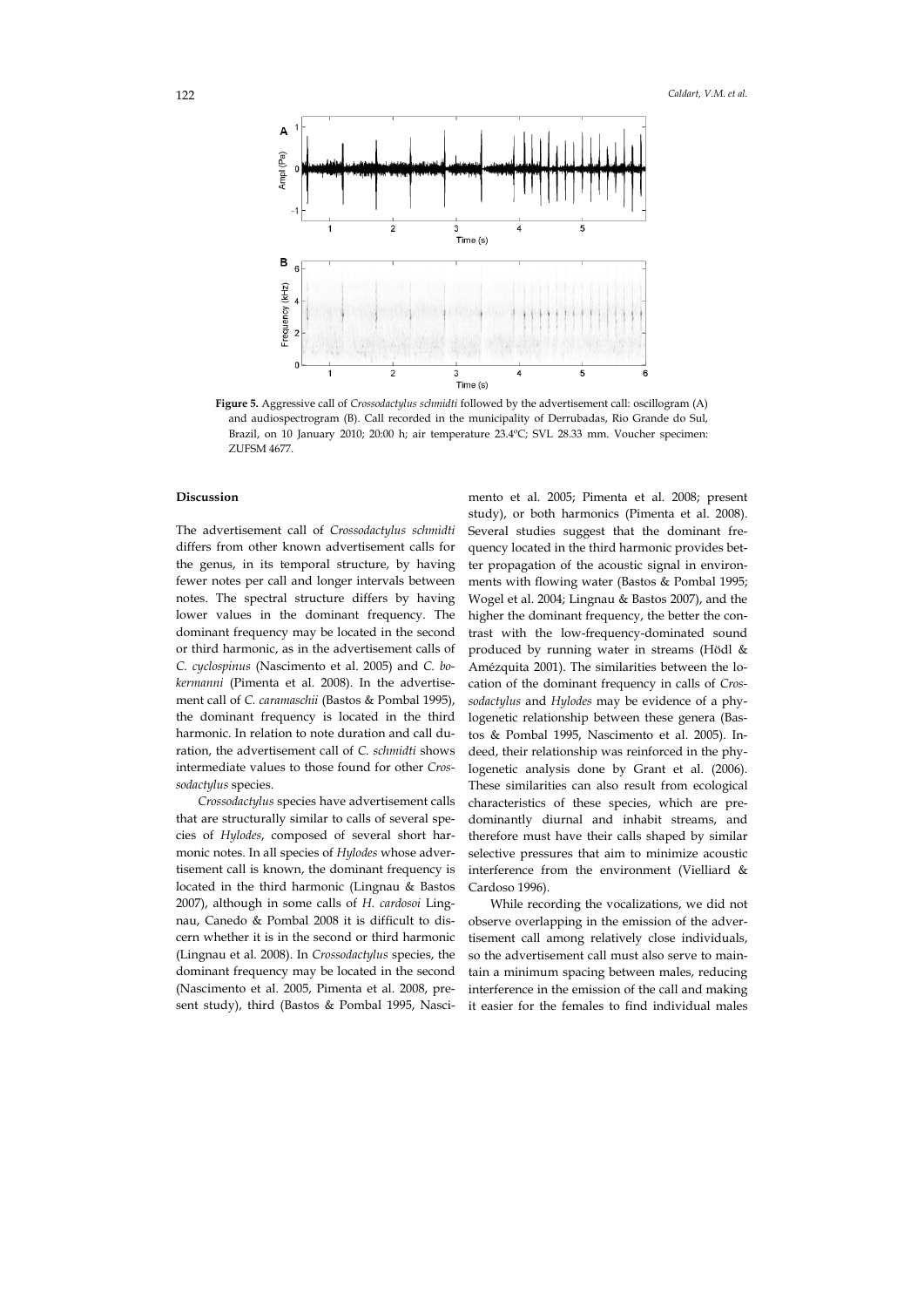**Figure 5.** Aggressive call of *Crossodactylus schmidti* followed by the advertisement call: oscillogram (A) and audiospectrogram (B). Call recorded in the municipality of Derrubadas, Rio Grande do Sul, Brazil, on 10 January 2010; 20:00 h; air temperature 23.4ºC; SVL 28.33 mm. Voucher specimen: ZUFSM 4677.

## Discussion

The advertisement call of *Crossodactylus schmidti* differs from other known advertisement calls for the genus, in its temporal structure, by having fewer notes per call and longer intervals between notes. The spectral structure differs by having lower values in the dominant frequency. The dominant frequency may be located in the second or third harmonic, as in the advertisement calls of *C. cyclospinus* (Nascimento et al. 2005) and *C. bokermanni* (Pimenta et al. 2008). In the advertisement call of *C. caramaschii* (Bastos & Pombal 1995), the dominant frequency is located in the third harmonic. In relation to note duration and call duration, the advertisement call of *C. schmidti* shows intermediate values to those found for other *Crossodactylus* species.

*Crossodactylus* species have advertisement calls that are structurally similar to calls of several species of *Hylodes*, composed of several short harmonic notes. In all species of *Hylodes* whose advertisement call is known, the dominant frequency is located in the third harmonic (Lingnau & Bastos 2007), although in some calls of *H. cardosoi* Lingnau, Canedo & Pombal 2008 it is difficult to discern whether it is in the second or third harmonic (Lingnau et al. 2008). In *Crossodactylus* species, the dominant frequency may be located in the second (Nascimento et al. 2005, Pimenta et al. 2008, present study), third (Bastos & Pombal 1995, Nascimento et al. 2005; Pimenta et al. 2008; present study), or both harmonics (Pimenta et al. 2008). Several studies suggest that the dominant frequency located in the third harmonic provides better propagation of the acoustic signal in environments with flowing water (Bastos & Pombal 1995; Wogel et al. 2004; Lingnau & Bastos 2007), and the higher the dominant frequency, the better the contrast with the low-frequency-dominated sound produced by running water in streams (Hödl & Amézquita 2001). The similarities between the location of the dominant frequency in calls of *Crossodactylus* and *Hylodes* may be evidence of a phylogenetic relationship between these genera (Bastos & Pombal 1995, Nascimento et al. 2005). Indeed, their relationship was reinforced in the phylogenetic analysis done by Grant et al. (2006). These similarities can also result from ecological characteristics of these species, which are predominantly diurnal and inhabit streams, and therefore must have their calls shaped by similar selective pressures that aim to minimize acoustic interference from the environment (Vielliard & Cardoso 1996).

While recording the vocalizations, we did not observe overlapping in the emission of the advertisement call among relatively close individuals, so the advertisement call must also serve to maintain a minimum spacing between males, reducing interference in the emission of the call and making it easier for the females to find individual males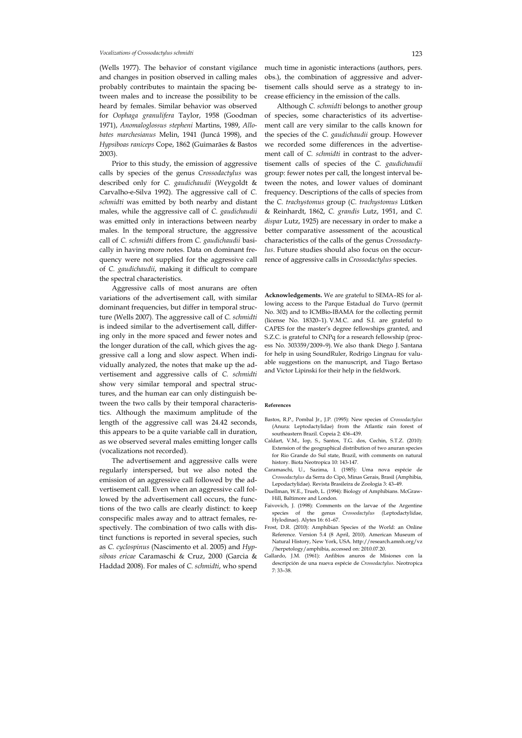(Wells 1977). The behavior of constant vigilance and changes in position observed in calling males probably contributes to maintain the spacing between males and to increase the possibility to be heard by females. Similar behavior was observed for *Oophaga granulifera* Taylor, 1958 (Goodman 1971), *Anomaloglossus stepheni* Martins, 1989, *Allobates marchesianus* Melin, 1941 (Juncá 1998), and *Hypsiboas raniceps* Cope, 1862 (Guimarães & Bastos 2003).

Prior to this study, the emission of aggressive calls by species of the genus *Crossodactylus* was described only for *C. gaudichaudii* (Weygoldt & Carvalho-e-Silva 1992). The aggressive call of *C. schmidti* was emitted by both nearby and distant males, while the aggressive call of *C. gaudichaudii* was emitted only in interactions between nearby males. In the temporal structure, the aggressive call of *C. schmidti* differs from *C. gaudichaudii* basically in having more notes. Data on dominant frequency were not supplied for the aggressive call of *C. gaudichaudii*, making it difficult to compare the spectral characteristics.

Aggressive calls of most anurans are often variations of the advertisement call, with similar dominant frequencies, but differ in temporal structure (Wells 2007). The aggressive call of *C. schmidti* is indeed similar to the advertisement call, differing only in the more spaced and fewer notes and the longer duration of the call, which gives the aggressive call a long and slow aspect. When individually analyzed, the notes that make up the advertisement and aggressive calls of *C. schmidti* show very similar temporal and spectral structures, and the human ear can only distinguish between the two calls by their temporal characteristics. Although the maximum amplitude of the length of the aggressive call was 24.42 seconds, this appears to be a quite variable call in duration, as we observed several males emitting longer calls (vocalizations not recorded).

The advertisement and aggressive calls were regularly interspersed, but we also noted the emission of an aggressive call followed by the advertisement call. Even when an aggressive call followed by the advertisement call occurs, the functions of the two calls are clearly distinct: to keep conspecific males away and to attract females, respectively. The combination of two calls with distinct functions is reported in several species, such as *C. cyclospinus* (Nascimento et al. 2005) and *Hypsiboas ericae* Caramaschi & Cruz, 2000 (Garcia & Haddad 2008). For males of *C. schmidti*, who spend much time in agonistic interactions (authors, pers. obs.), the combination of aggressive and advertisement calls should serve as a strategy to increase efficiency in the emission of the calls.

Although *C. schmidti* belongs to another group of species, some characteristics of its advertisement call are very similar to the calls known for the species of the *C. gaudichaudii* group. However we recorded some differences in the advertisement call of *C. schmidti* in contrast to the advertisement calls of species of the *C. gaudichaudii* group: fewer notes per call, the longest interval between the notes, and lower values of dominant frequency. Descriptions of the calls of species from the *C. trachystomus* group (*C. trachystomus* Lütken & Reinhardt, 1862, *C. grandis* Lutz, 1951, and *C. dispar* Lutz, 1925) are necessary in order to make a better comparative assessment of the acoustical characteristics of the calls of the genus *Crossodactylus*. Future studies should also focus on the occurrence of aggressive calls in *Crossodactylus* species.

**Acknowledgements.** We are grateful to SEMA–RS for allowing access to the Parque Estadual do Turvo (permit No. 302) and to ICMBio-IBAMA for the collecting permit (license No. 18320–1). V.M.C. and S.I. are grateful to CAPES for the master's degree fellowships granted, and S.Z.C. is grateful to CNPq for a research fellowship (process No. 303359/2009–9). We also thank Diego J. Santana for help in using SoundRuler, Rodrigo Lingnau for valuable suggestions on the manuscript, and Tiago Bertaso and Victor Lipinski for their help in the fieldwork.

## References

Bastos, R.P., Pombal Jr., J.P. (1995): New species of *Crossodactylus* (Anura: Leptodactylidae) from the Atlantic rain forest of southeastern Brazil. Copeia 2: 436–439.

Caldart, V.M., Iop, S., Santos, T.G. dos, Cechin, S.T.Z. (2010): Extension of the geographical distribution of two anuran species for Rio Grande do Sul state, Brazil, with comments on natural history. Biota Neotropica 10: 143-147.

Caramaschi, U., Sazima, I. (1985): Uma nova espécie de *Crossodactylus* da Serra do Cipó, Minas Gerais, Brasil (Amphibia, Lepodactylidae). Revista Brasileira de Zoologia 3: 43–49.

Duellman, W.E., Trueb, L. (1994): Biology of Amphibians. McGraw-Hill, Baltimore and London.

Faivovich, J. (1998): Comments on the larvae of the Argentine species of the genus *Crossodactylus* (Leptodactylidae, Hylodinae). Alytes 16: 61–67.

Frost, D.R. (2010): Amphibian Species of the World: an Online Reference. Version 5.4 (8 April, 2010). American Museum of Natural History, New York, USA. http://research.amnh.org/vz/herpetology/amphibia, accessed on: 2010.07.20.

Gallardo, J.M. (1961): Anfibios anuros de Misiones con la descripción de una nueva espécie de *Crossodactylus*. Neotropica 7: 33–38.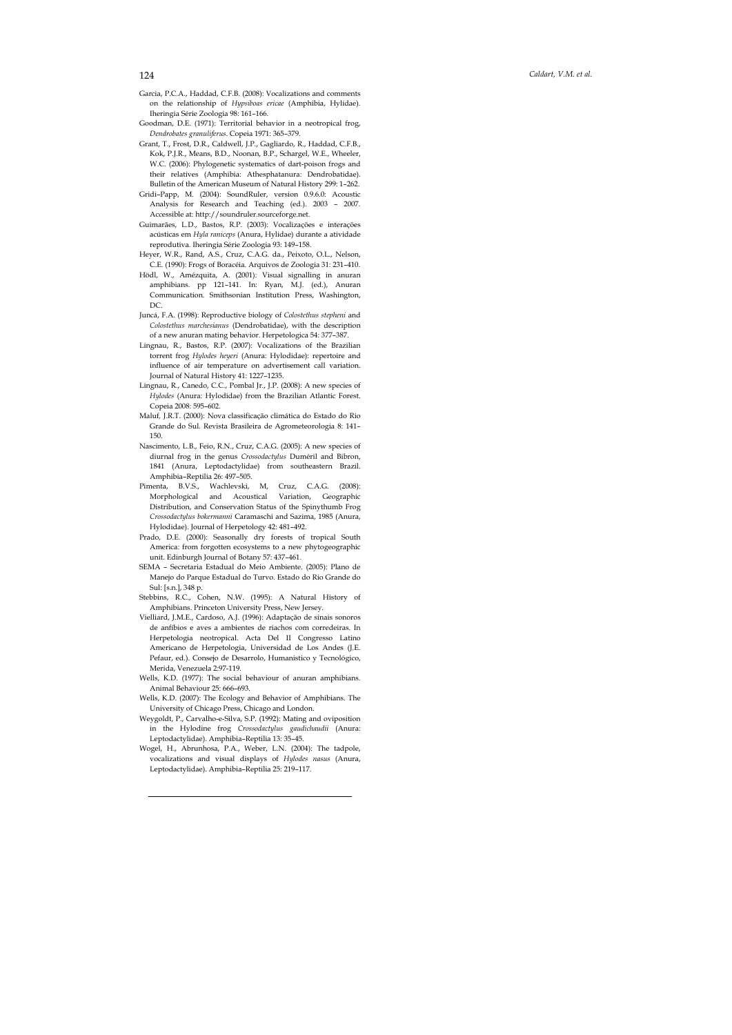Garcia, P.C.A., Haddad, C.F.B. (2008): Vocalizations and comments on the relationship of *Hypsiboas ericae* (Amphibia, Hylidae). Iheringia Série Zoologia 98: 161–166.

Goodman, D.E. (1971): Territorial behavior in a neotropical frog, *Dendrobates granuliferus*. Copeia 1971: 365–379.

Grant, T., Frost, D.R., Caldwell, J.P., Gagliardo, R., Haddad, C.F.B., Kok, P.J.R., Means, B.D., Noonan, B.P., Schargel, W.E., Wheeler, W.C. (2006): Phylogenetic systematics of dart-poison frogs and their relatives (Amphibia: Athesphatanura: Dendrobatidae). Bulletin of the American Museum of Natural History 299: 1–262.

Gridi–Papp, M. (2004): SoundRuler, version 0.9.6.0: Acoustic Analysis for Research and Teaching (ed.). 2003 – 2007. Accessible at: http://soundruler.sourceforge.net.

Guimarães, L.D., Bastos, R.P. (2003): Vocalizações e interações acústicas em *Hyla raniceps* (Anura, Hylidae) durante a atividade reprodutiva. Iheringia Série Zoologia 93: 149–158.

Heyer, W.R., Rand, A.S., Cruz, C.A.G. da., Peixoto, O.L., Nelson, C.E. (1990): Frogs of Boracéia. Arquivos de Zoologia 31: 231–410.

Hödl, W., Amézquita, A. (2001): Visual signalling in anuran amphibians. pp 121–141. In: Ryan, M.J. (ed.), Anuran Communication. Smithsonian Institution Press, Washington, DC.

Juncá, F.A. (1998): Reproductive biology of *Colostethus stepheni* and *Colostethus marchesianus* (Dendrobatidae), with the description of a new anuran mating behavior. Herpetologica 54: 377–387.

Lingnau, R., Bastos, R.P. (2007): Vocalizations of the Brazilian torrent frog *Hylodes heyeri* (Anura: Hylodidae): repertoire and influence of air temperature on advertisement call variation. Journal of Natural History 41: 1227–1235.

Lingnau, R., Canedo, C.C., Pombal Jr., J.P. (2008): A new species of *Hylodes* (Anura: Hylodidae) from the Brazilian Atlantic Forest. Copeia 2008: 595–602.

Maluf, J.R.T. (2000): Nova classificação climática do Estado do Rio Grande do Sul. Revista Brasileira de Agrometeorologia 8: 141–150.

Nascimento, L.B., Feio, R.N., Cruz, C.A.G. (2005): A new species of diurnal frog in the genus *Crossodactylus* Duméril and Bibron, 1841 (Anura, Leptodactylidae) from southeastern Brazil. Amphibia–Reptilia 26: 497–505.

Pimenta, B.V.S., Wachlevski, M, Cruz, C.A.G. (2008): Morphological and Acoustical Variation, Geographic Distribution, and Conservation Status of the Spinythumb Frog *Crossodactylus bokermanni* Caramaschi and Sazima, 1985 (Anura, Hylodidae). Journal of Herpetology 42: 481–492.

Prado, D.E. (2000): Seasonally dry forests of tropical South America: from forgotten ecosystems to a new phytogeographic unit. Edinburgh Journal of Botany 57: 437–461.

SEMA – Secretaria Estadual do Meio Ambiente. (2005): Plano de Manejo do Parque Estadual do Turvo. Estado do Rio Grande do Sul: [s.n.], 348 p.

Stebbins, R.C., Cohen, N.W. (1995): A Natural History of Amphibians. Princeton University Press, New Jersey.

Vielliard, J.M.E., Cardoso, A.J. (1996): Adaptação de sinais sonoros de anfíbios e aves a ambientes de riachos com corredeiras. In Herpetologia neotropical. Acta Del II Congresso Latino Americano de Herpetologia, Universidad de Los Andes (J.E. Pefaur, ed.). Consejo de Desarrolo, Humanistico y Tecnológico, Merida, Venezuela 2:97-119.

Wells, K.D. (1977): The social behaviour of anuran amphibians. Animal Behaviour 25: 666–693.

Wells, K.D. (2007): The Ecology and Behavior of Amphibians. The University of Chicago Press, Chicago and London.

Weygoldt, P., Carvalho-e-Silva, S.P. (1992): Mating and oviposition in the Hylodine frog *Crossodactylus gaudichaudii* (Anura: Leptodactylidae). Amphibia–Reptilia 13: 35–45.

Wogel, H., Abrunhosa, P.A., Weber, L.N. (2004): The tadpole, vocalizations and visual displays of *Hylodes nasus* (Anura, Leptodactylidae). Amphibia–Reptilia 25: 219–117.